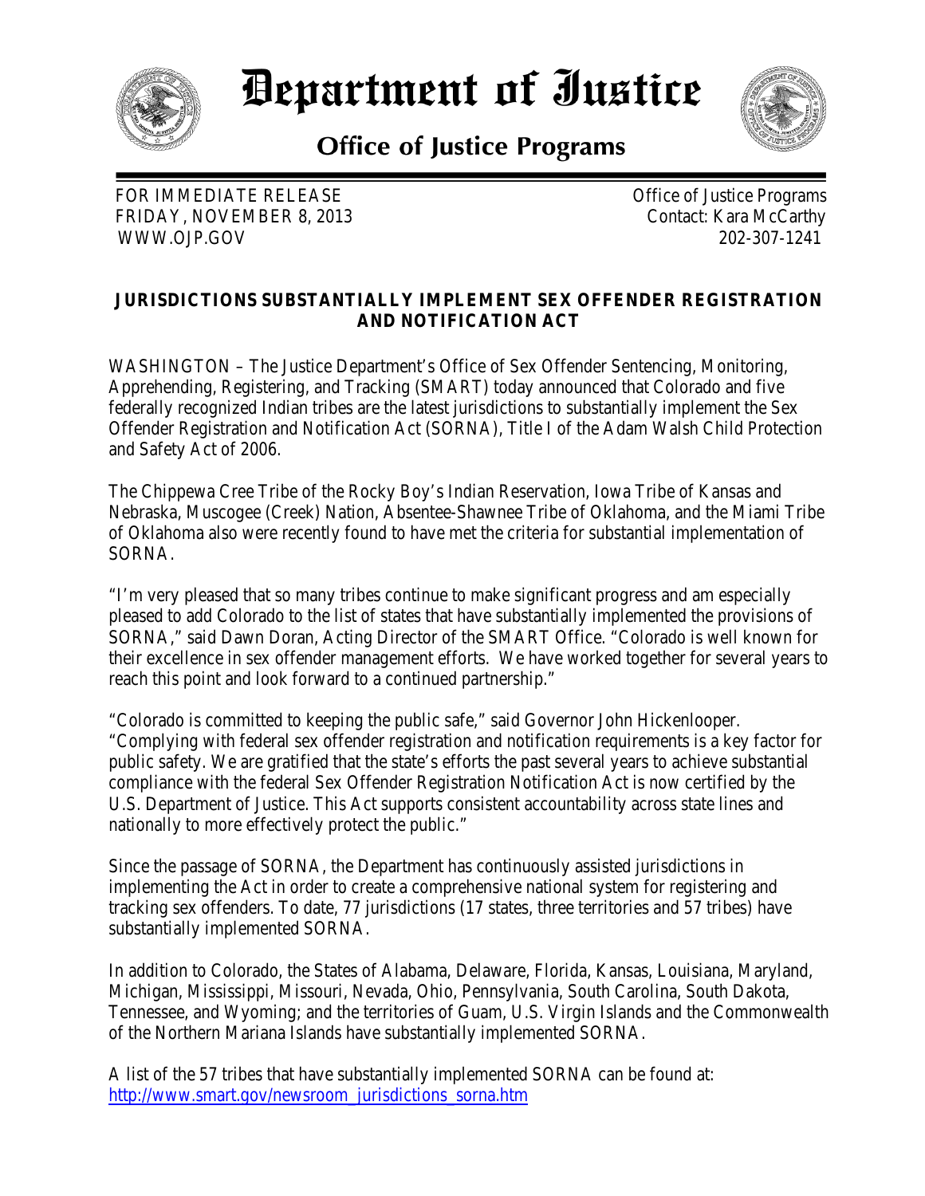# Department of Justice

## Office of Justice Programs

FOR IMMEDIATE RELEASE
FRIDAY, NOVEMBER 8, 2013
WWW.OJP.GOV

Office of Justice Programs
Contact: Kara McCarthy
202-307-1241

**JURISDICTIONS SUBSTANTIALLY IMPLEMENT SEX OFFENDER REGISTRATION AND NOTIFICATION ACT**

WASHINGTON – The Justice Department's Office of Sex Offender Sentencing, Monitoring, Apprehending, Registering, and Tracking (SMART) today announced that Colorado and five federally recognized Indian tribes are the latest jurisdictions to substantially implement the Sex Offender Registration and Notification Act (SORNA), Title I of the Adam Walsh Child Protection and Safety Act of 2006.

The Chippewa Cree Tribe of the Rocky Boy's Indian Reservation, Iowa Tribe of Kansas and Nebraska, Muscogee (Creek) Nation, Absentee-Shawnee Tribe of Oklahoma, and the Miami Tribe of Oklahoma also were recently found to have met the criteria for substantial implementation of SORNA.

"I'm very pleased that so many tribes continue to make significant progress and am especially pleased to add Colorado to the list of states that have substantially implemented the provisions of SORNA," said Dawn Doran, Acting Director of the SMART Office. "Colorado is well known for their excellence in sex offender management efforts. We have worked together for several years to reach this point and look forward to a continued partnership."

"Colorado is committed to keeping the public safe," said Governor John Hickenlooper. "Complying with federal sex offender registration and notification requirements is a key factor for public safety. We are gratified that the state's efforts the past several years to achieve substantial compliance with the federal Sex Offender Registration Notification Act is now certified by the U.S. Department of Justice. This Act supports consistent accountability across state lines and nationally to more effectively protect the public."

Since the passage of SORNA, the Department has continuously assisted jurisdictions in implementing the Act in order to create a comprehensive national system for registering and tracking sex offenders. To date, 77 jurisdictions (17 states, three territories and 57 tribes) have substantially implemented SORNA.

In addition to Colorado, the States of Alabama, Delaware, Florida, Kansas, Louisiana, Maryland, Michigan, Mississippi, Missouri, Nevada, Ohio, Pennsylvania, South Carolina, South Dakota, Tennessee, and Wyoming; and the territories of Guam, U.S. Virgin Islands and the Commonwealth of the Northern Mariana Islands have substantially implemented SORNA.

A list of the 57 tribes that have substantially implemented SORNA can be found at: http://www.smart.gov/newsroom_jurisdictions_sorna.htm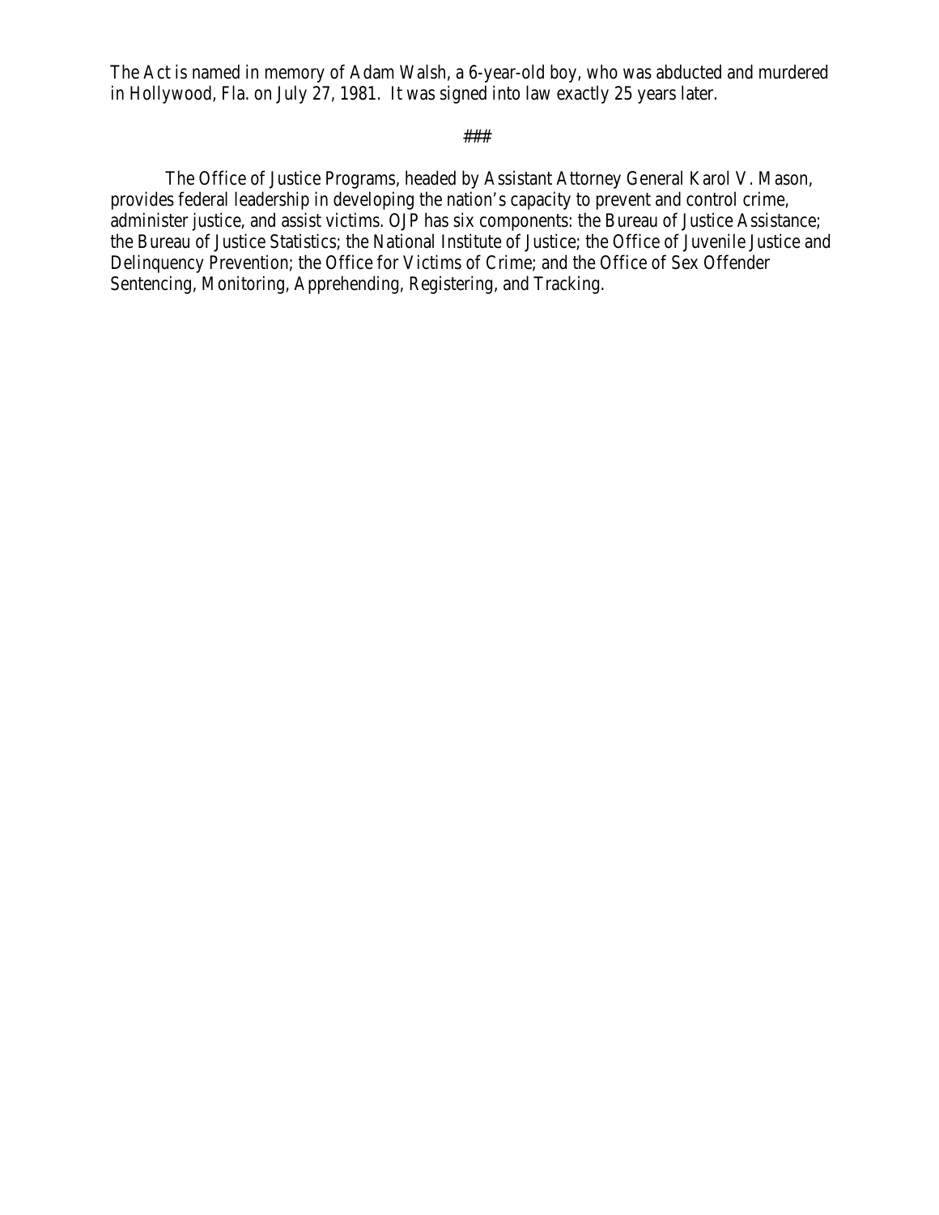The Act is named in memory of Adam Walsh, a 6-year-old boy, who was abducted and murdered in Hollywood, Fla. on July 27, 1981. It was signed into law exactly 25 years later.

###

The Office of Justice Programs, headed by Assistant Attorney General Karol V. Mason, provides federal leadership in developing the nation's capacity to prevent and control crime, administer justice, and assist victims. OJP has six components: the Bureau of Justice Assistance; the Bureau of Justice Statistics; the National Institute of Justice; the Office of Juvenile Justice and Delinquency Prevention; the Office for Victims of Crime; and the Office of Sex Offender Sentencing, Monitoring, Apprehending, Registering, and Tracking.